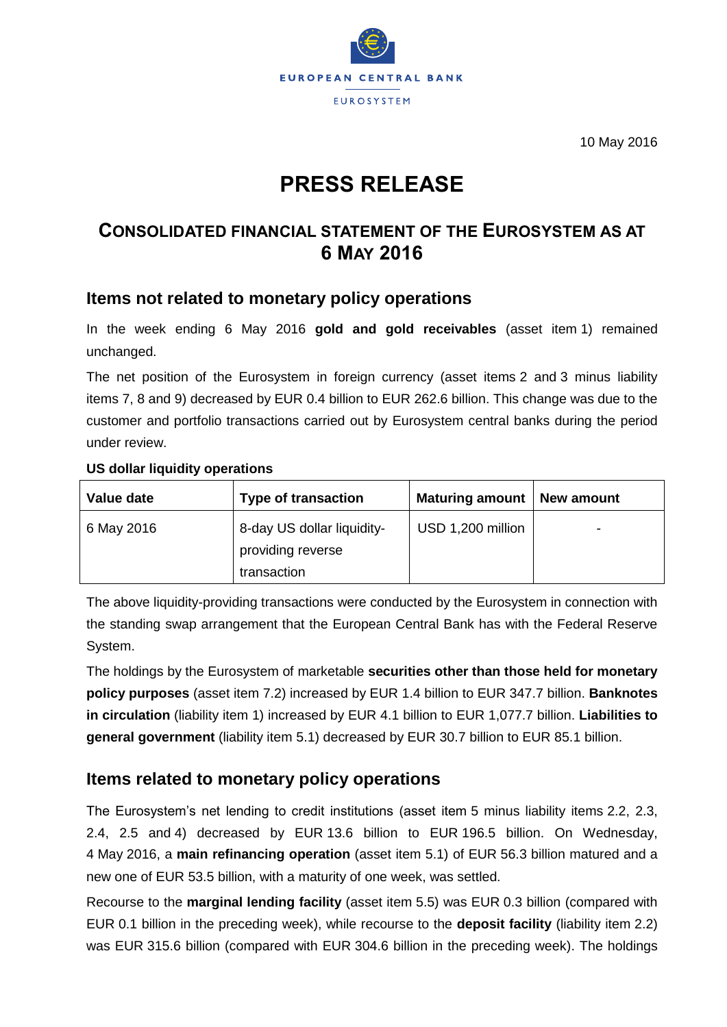EUROPEAN CENTRAL BANK

EUROSYSTEM

10 May 2016

# PRESS RELEASE

## CONSOLIDATED FINANCIAL STATEMENT OF THE EUROSYSTEM AS AT 6 MAY 2016

### Items not related to monetary policy operations

In the week ending 6 May 2016 **gold and gold receivables** (asset item 1) remained unchanged.

The net position of the Eurosystem in foreign currency (asset items 2 and 3 minus liability items 7, 8 and 9) decreased by EUR 0.4 billion to EUR 262.6 billion. This change was due to the customer and portfolio transactions carried out by Eurosystem central banks during the period under review.

**US dollar liquidity operations**

| Value date | Type of transaction | Maturing amount | New amount |
|---|---|---|---|
| 6 May 2016 | 8-day US dollar liquidity-providing reverse transaction | USD 1,200 million | - |

The above liquidity-providing transactions were conducted by the Eurosystem in connection with the standing swap arrangement that the European Central Bank has with the Federal Reserve System.

The holdings by the Eurosystem of marketable **securities other than those held for monetary policy purposes** (asset item 7.2) increased by EUR 1.4 billion to EUR 347.7 billion. **Banknotes in circulation** (liability item 1) increased by EUR 4.1 billion to EUR 1,077.7 billion. **Liabilities to general government** (liability item 5.1) decreased by EUR 30.7 billion to EUR 85.1 billion.

### Items related to monetary policy operations

The Eurosystem's net lending to credit institutions (asset item 5 minus liability items 2.2, 2.3, 2.4, 2.5 and 4) decreased by EUR 13.6 billion to EUR 196.5 billion. On Wednesday, 4 May 2016, a **main refinancing operation** (asset item 5.1) of EUR 56.3 billion matured and a new one of EUR 53.5 billion, with a maturity of one week, was settled.

Recourse to the **marginal lending facility** (asset item 5.5) was EUR 0.3 billion (compared with EUR 0.1 billion in the preceding week), while recourse to the **deposit facility** (liability item 2.2) was EUR 315.6 billion (compared with EUR 304.6 billion in the preceding week). The holdings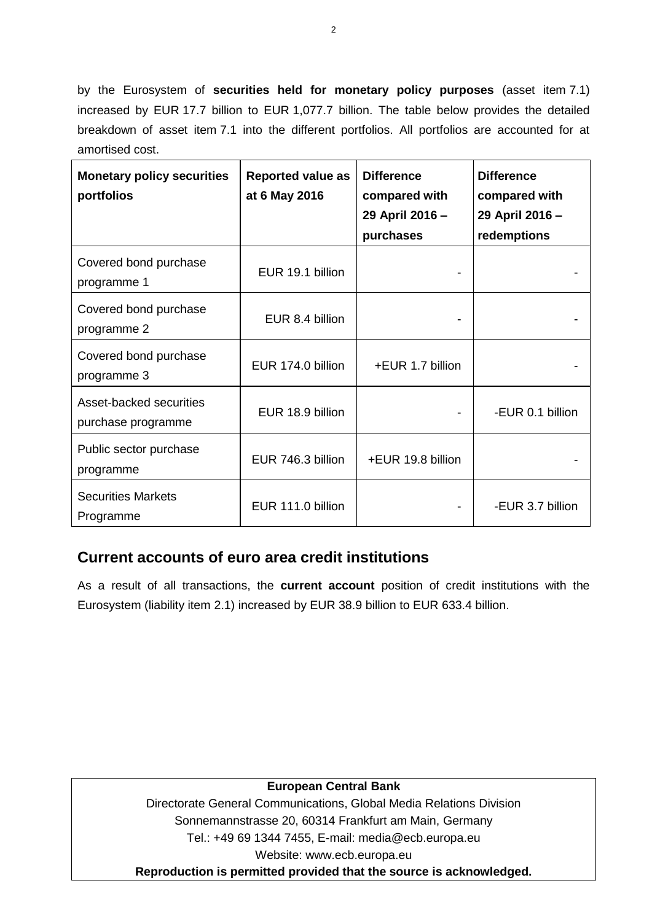by the Eurosystem of **securities held for monetary policy purposes** (asset item 7.1) increased by EUR 17.7 billion to EUR 1,077.7 billion. The table below provides the detailed breakdown of asset item 7.1 into the different portfolios. All portfolios are accounted for at amortised cost.

| Monetary policy securities portfolios | Reported value as at 6 May 2016 | Difference compared with 29 April 2016 – purchases | Difference compared with 29 April 2016 – redemptions |
|---|---|---|---|
| Covered bond purchase programme 1 | EUR 19.1 billion | - | - |
| Covered bond purchase programme 2 | EUR 8.4 billion | - | - |
| Covered bond purchase programme 3 | EUR 174.0 billion | +EUR 1.7 billion | - |
| Asset-backed securities purchase programme | EUR 18.9 billion | - | -EUR 0.1 billion |
| Public sector purchase programme | EUR 746.3 billion | +EUR 19.8 billion | - |
| Securities Markets Programme | EUR 111.0 billion | - | -EUR 3.7 billion |

## Current accounts of euro area credit institutions

As a result of all transactions, the **current account** position of credit institutions with the Eurosystem (liability item 2.1) increased by EUR 38.9 billion to EUR 633.4 billion.

**European Central Bank**
Directorate General Communications, Global Media Relations Division
Sonnemannstrasse 20, 60314 Frankfurt am Main, Germany
Tel.: +49 69 1344 7455, E-mail: media@ecb.europa.eu
Website: www.ecb.europa.eu
**Reproduction is permitted provided that the source is acknowledged.**